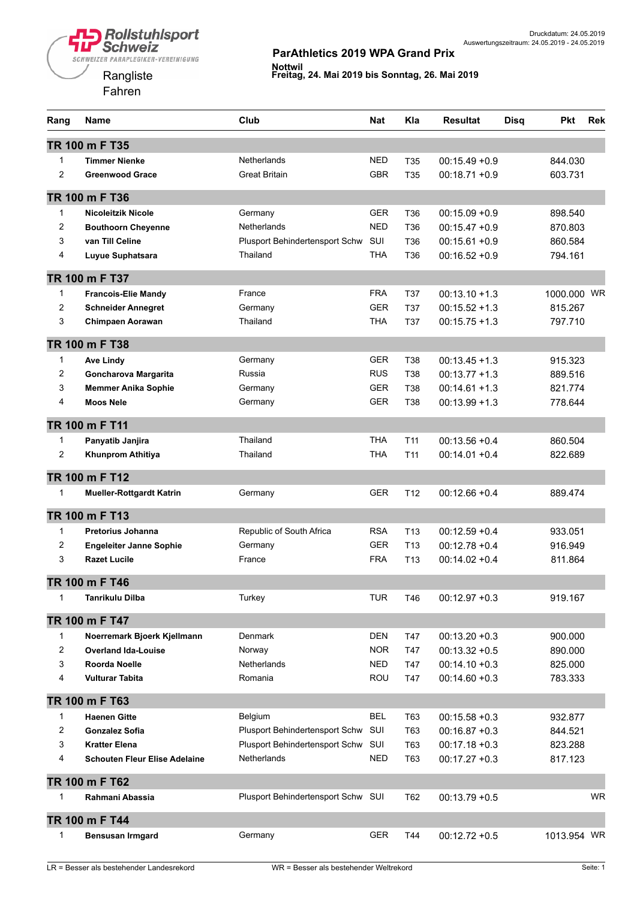Rollstuhlsport Schweiz
SCHWEIZER PARAPLEGIKER-VEREINIGUNG

Druckdatum: 24.05.2019
Auswertungszeitraum: 24.05.2019 - 24.05.2019

# ParAthletics 2019 WPA Grand Prix

**Nottwil**
**Freitag, 24. Mai 2019 bis Sonntag, 26. Mai 2019**

Rangliste
Fahren

| Rang | Name | Club | Nat | Kla | Resultat | Disq | Pkt | Rek |
|---|---|---|---|---|---|---|---|---|
| **TR 100 m F T35** | | | | | | | | |
| 1 | **Timmer Nienke** | Netherlands | NED | T35 | 00:15.49 +0.9 | | 844.030 | |
| 2 | **Greenwood Grace** | Great Britain | GBR | T35 | 00:18.71 +0.9 | | 603.731 | |
| **TR 100 m F T36** | | | | | | | | |
| 1 | **Nicoleitzik Nicole** | Germany | GER | T36 | 00:15.09 +0.9 | | 898.540 | |
| 2 | **Bouthoorn Cheyenne** | Netherlands | NED | T36 | 00:15.47 +0.9 | | 870.803 | |
| 3 | **van Till Celine** | Plusport Behindertensport Schw | SUI | T36 | 00:15.61 +0.9 | | 860.584 | |
| 4 | **Luyue Suphatsara** | Thailand | THA | T36 | 00:16.52 +0.9 | | 794.161 | |
| **TR 100 m F T37** | | | | | | | | |
| 1 | **Francois-Elie Mandy** | France | FRA | T37 | 00:13.10 +1.3 | | 1000.000 | WR |
| 2 | **Schneider Annegret** | Germany | GER | T37 | 00:15.52 +1.3 | | 815.267 | |
| 3 | **Chimpaen Aorawan** | Thailand | THA | T37 | 00:15.75 +1.3 | | 797.710 | |
| **TR 100 m F T38** | | | | | | | | |
| 1 | **Ave Lindy** | Germany | GER | T38 | 00:13.45 +1.3 | | 915.323 | |
| 2 | **Goncharova Margarita** | Russia | RUS | T38 | 00:13.77 +1.3 | | 889.516 | |
| 3 | **Memmer Anika Sophie** | Germany | GER | T38 | 00:14.61 +1.3 | | 821.774 | |
| 4 | **Moos Nele** | Germany | GER | T38 | 00:13.99 +1.3 | | 778.644 | |
| **TR 100 m F T11** | | | | | | | | |
| 1 | **Panyatib Janjira** | Thailand | THA | T11 | 00:13.56 +0.4 | | 860.504 | |
| 2 | **Khunprom Athitiya** | Thailand | THA | T11 | 00:14.01 +0.4 | | 822.689 | |
| **TR 100 m F T12** | | | | | | | | |
| 1 | **Mueller-Rottgardt Katrin** | Germany | GER | T12 | 00:12.66 +0.4 | | 889.474 | |
| **TR 100 m F T13** | | | | | | | | |
| 1 | **Pretorius Johanna** | Republic of South Africa | RSA | T13 | 00:12.59 +0.4 | | 933.051 | |
| 2 | **Engeleiter Janne Sophie** | Germany | GER | T13 | 00:12.78 +0.4 | | 916.949 | |
| 3 | **Razet Lucile** | France | FRA | T13 | 00:14.02 +0.4 | | 811.864 | |
| **TR 100 m F T46** | | | | | | | | |
| 1 | **Tanrikulu Dilba** | Turkey | TUR | T46 | 00:12.97 +0.3 | | 919.167 | |
| **TR 100 m F T47** | | | | | | | | |
| 1 | **Noerremark Bjoerk Kjellmann** | Denmark | DEN | T47 | 00:13.20 +0.3 | | 900.000 | |
| 2 | **Overland Ida-Louise** | Norway | NOR | T47 | 00:13.32 +0.5 | | 890.000 | |
| 3 | **Roorda Noelle** | Netherlands | NED | T47 | 00:14.10 +0.3 | | 825.000 | |
| 4 | **Vulturar Tabita** | Romania | ROU | T47 | 00:14.60 +0.3 | | 783.333 | |
| **TR 100 m F T63** | | | | | | | | |
| 1 | **Haenen Gitte** | Belgium | BEL | T63 | 00:15.58 +0.3 | | 932.877 | |
| 2 | **Gonzalez Sofia** | Plusport Behindertensport Schw | SUI | T63 | 00:16.87 +0.3 | | 844.521 | |
| 3 | **Kratter Elena** | Plusport Behindertensport Schw | SUI | T63 | 00:17.18 +0.3 | | 823.288 | |
| 4 | **Schouten Fleur Elise Adelaine** | Netherlands | NED | T63 | 00:17.27 +0.3 | | 817.123 | |
| **TR 100 m F T62** | | | | | | | | |
| 1 | **Rahmani Abassia** | Plusport Behindertensport Schw | SUI | T62 | 00:13.79 +0.5 | | | WR |
| **TR 100 m F T44** | | | | | | | | |
| 1 | **Bensusan Irmgard** | Germany | GER | T44 | 00:12.72 +0.5 | | 1013.954 | WR |

LR = Besser als bestehender Landesrekord    WR = Besser als bestehender Weltrekord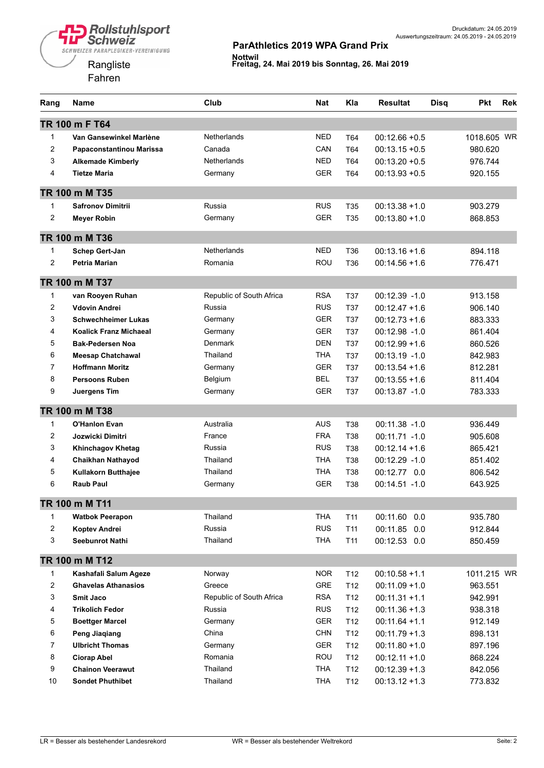Rollstuhlsport Schweiz
SCHWEIZER PARAPLEGIKER-VEREINIGUNG

Rangliste
Fahren

Druckdatum: 24.05.2019
Auswertungszeitraum: 24.05.2019 - 24.05.2019

**ParAthletics 2019 WPA Grand Prix**

**Nottwil**
**Freitag, 24. Mai 2019 bis Sonntag, 26. Mai 2019**

| Rang | Name | Club | Nat | Kla | Resultat | Disq | Pkt | Rek |
|---|---|---|---|---|---|---|---|---|
| **TR 100 m F T64** | | | | | | | | |
| 1 | **Van Gansewinkel Marlène** | Netherlands | NED | T64 | 00:12.66 +0.5 | | 1018.605 | WR |
| 2 | **Papaconstantinou Marissa** | Canada | CAN | T64 | 00:13.15 +0.5 | | 980.620 | |
| 3 | **Alkemade Kimberly** | Netherlands | NED | T64 | 00:13.20 +0.5 | | 976.744 | |
| 4 | **Tietze Maria** | Germany | GER | T64 | 00:13.93 +0.5 | | 920.155 | |
| **TR 100 m M T35** | | | | | | | | |
| 1 | **Safronov Dimitrii** | Russia | RUS | T35 | 00:13.38 +1.0 | | 903.279 | |
| 2 | **Meyer Robin** | Germany | GER | T35 | 00:13.80 +1.0 | | 868.853 | |
| **TR 100 m M T36** | | | | | | | | |
| 1 | **Schep Gert-Jan** | Netherlands | NED | T36 | 00:13.16 +1.6 | | 894.118 | |
| 2 | **Petria Marian** | Romania | ROU | T36 | 00:14.56 +1.6 | | 776.471 | |
| **TR 100 m M T37** | | | | | | | | |
| 1 | **van Rooyen Ruhan** | Republic of South Africa | RSA | T37 | 00:12.39 -1.0 | | 913.158 | |
| 2 | **Vdovin Andrei** | Russia | RUS | T37 | 00:12.47 +1.6 | | 906.140 | |
| 3 | **Schwechheimer Lukas** | Germany | GER | T37 | 00:12.73 +1.6 | | 883.333 | |
| 4 | **Koalick Franz Michaeal** | Germany | GER | T37 | 00:12.98 -1.0 | | 861.404 | |
| 5 | **Bak-Pedersen Noa** | Denmark | DEN | T37 | 00:12.99 +1.6 | | 860.526 | |
| 6 | **Meesap Chatchawal** | Thailand | THA | T37 | 00:13.19 -1.0 | | 842.983 | |
| 7 | **Hoffmann Moritz** | Germany | GER | T37 | 00:13.54 +1.6 | | 812.281 | |
| 8 | **Persoons Ruben** | Belgium | BEL | T37 | 00:13.55 +1.6 | | 811.404 | |
| 9 | **Juergens Tim** | Germany | GER | T37 | 00:13.87 -1.0 | | 783.333 | |
| **TR 100 m M T38** | | | | | | | | |
| 1 | **O'Hanlon Evan** | Australia | AUS | T38 | 00:11.38 -1.0 | | 936.449 | |
| 2 | **Jozwicki Dimitri** | France | FRA | T38 | 00:11.71 -1.0 | | 905.608 | |
| 3 | **Khinchagov Khetag** | Russia | RUS | T38 | 00:12.14 +1.6 | | 865.421 | |
| 4 | **Chaikhan Nathayod** | Thailand | THA | T38 | 00:12.29 -1.0 | | 851.402 | |
| 5 | **Kullakorn Butthajee** | Thailand | THA | T38 | 00:12.77 0.0 | | 806.542 | |
| 6 | **Raub Paul** | Germany | GER | T38 | 00:14.51 -1.0 | | 643.925 | |
| **TR 100 m M T11** | | | | | | | | |
| 1 | **Watbok Peerapon** | Thailand | THA | T11 | 00:11.60 0.0 | | 935.780 | |
| 2 | **Koptev Andrei** | Russia | RUS | T11 | 00:11.85 0.0 | | 912.844 | |
| 3 | **Seebunrot Nathi** | Thailand | THA | T11 | 00:12.53 0.0 | | 850.459 | |
| **TR 100 m M T12** | | | | | | | | |
| 1 | **Kashafali Salum Ageze** | Norway | NOR | T12 | 00:10.58 +1.1 | | 1011.215 | WR |
| 2 | **Ghavelas Athanasios** | Greece | GRE | T12 | 00:11.09 +1.0 | | 963.551 | |
| 3 | **Smit Jaco** | Republic of South Africa | RSA | T12 | 00:11.31 +1.1 | | 942.991 | |
| 4 | **Trikolich Fedor** | Russia | RUS | T12 | 00:11.36 +1.3 | | 938.318 | |
| 5 | **Boettger Marcel** | Germany | GER | T12 | 00:11.64 +1.1 | | 912.149 | |
| 6 | **Peng Jiaqiang** | China | CHN | T12 | 00:11.79 +1.3 | | 898.131 | |
| 7 | **Ulbricht Thomas** | Germany | GER | T12 | 00:11.80 +1.0 | | 897.196 | |
| 8 | **Ciorap Abel** | Romania | ROU | T12 | 00:12.11 +1.0 | | 868.224 | |
| 9 | **Chainon Veerawut** | Thailand | THA | T12 | 00:12.39 +1.3 | | 842.056 | |
| 10 | **Sondet Phuthibet** | Thailand | THA | T12 | 00:13.12 +1.3 | | 773.832 | |

LR = Besser als bestehender Landesrekord    WR = Besser als bestehender Weltrekord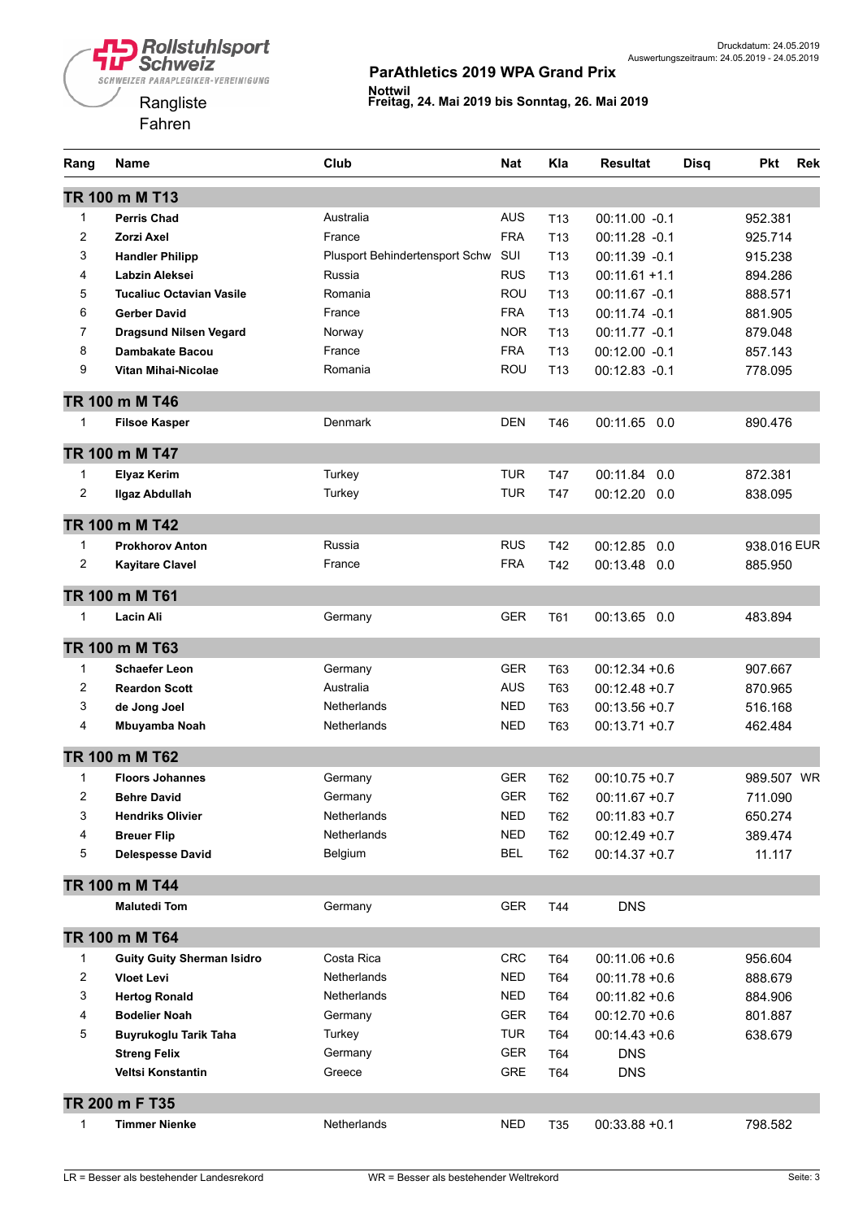Rollstuhlsport Schweiz
SCHWEIZER PARAPLEGIKER-VEREINIGUNG

Rangliste
Fahren

Druckdatum: 24.05.2019
Auswertungszeitraum: 24.05.2019 - 24.05.2019

## ParAthletics 2019 WPA Grand Prix

Nottwil
Freitag, 24. Mai 2019 bis Sonntag, 26. Mai 2019

| Rang | Name | Club | Nat | Kla | Resultat | Disq | Pkt | Rek |
|---|---|---|---|---|---|---|---|---|
| **TR 100 m M T13** | | | | | | | | |
| 1 | **Perris Chad** | Australia | AUS | T13 | 00:11.00 -0.1 | | 952.381 | |
| 2 | **Zorzi Axel** | France | FRA | T13 | 00:11.28 -0.1 | | 925.714 | |
| 3 | **Handler Philipp** | Plusport Behindertensport Schw | SUI | T13 | 00:11.39 -0.1 | | 915.238 | |
| 4 | **Labzin Aleksei** | Russia | RUS | T13 | 00:11.61 +1.1 | | 894.286 | |
| 5 | **Tucaliuc Octavian Vasile** | Romania | ROU | T13 | 00:11.67 -0.1 | | 888.571 | |
| 6 | **Gerber David** | France | FRA | T13 | 00:11.74 -0.1 | | 881.905 | |
| 7 | **Dragsund Nilsen Vegard** | Norway | NOR | T13 | 00:11.77 -0.1 | | 879.048 | |
| 8 | **Dambakate Bacou** | France | FRA | T13 | 00:12.00 -0.1 | | 857.143 | |
| 9 | **Vitan Mihai-Nicolae** | Romania | ROU | T13 | 00:12.83 -0.1 | | 778.095 | |
| **TR 100 m M T46** | | | | | | | | |
| 1 | **Filsoe Kasper** | Denmark | DEN | T46 | 00:11.65 0.0 | | 890.476 | |
| **TR 100 m M T47** | | | | | | | | |
| 1 | **Elyaz Kerim** | Turkey | TUR | T47 | 00:11.84 0.0 | | 872.381 | |
| 2 | **Ilgaz Abdullah** | Turkey | TUR | T47 | 00:12.20 0.0 | | 838.095 | |
| **TR 100 m M T42** | | | | | | | | |
| 1 | **Prokhorov Anton** | Russia | RUS | T42 | 00:12.85 0.0 | | 938.016 | EUR |
| 2 | **Kayitare Clavel** | France | FRA | T42 | 00:13.48 0.0 | | 885.950 | |
| **TR 100 m M T61** | | | | | | | | |
| 1 | **Lacin Ali** | Germany | GER | T61 | 00:13.65 0.0 | | 483.894 | |
| **TR 100 m M T63** | | | | | | | | |
| 1 | **Schaefer Leon** | Germany | GER | T63 | 00:12.34 +0.6 | | 907.667 | |
| 2 | **Reardon Scott** | Australia | AUS | T63 | 00:12.48 +0.7 | | 870.965 | |
| 3 | **de Jong Joel** | Netherlands | NED | T63 | 00:13.56 +0.7 | | 516.168 | |
| 4 | **Mbuyamba Noah** | Netherlands | NED | T63 | 00:13.71 +0.7 | | 462.484 | |
| **TR 100 m M T62** | | | | | | | | |
| 1 | **Floors Johannes** | Germany | GER | T62 | 00:10.75 +0.7 | | 989.507 | WR |
| 2 | **Behre David** | Germany | GER | T62 | 00:11.67 +0.7 | | 711.090 | |
| 3 | **Hendriks Olivier** | Netherlands | NED | T62 | 00:11.83 +0.7 | | 650.274 | |
| 4 | **Breuer Flip** | Netherlands | NED | T62 | 00:12.49 +0.7 | | 389.474 | |
| 5 | **Delespesse David** | Belgium | BEL | T62 | 00:14.37 +0.7 | | 11.117 | |
| **TR 100 m M T44** | | | | | | | | |
| | **Malutedi Tom** | Germany | GER | T44 | DNS | | | |
| **TR 100 m M T64** | | | | | | | | |
| 1 | **Guity Guity Sherman Isidro** | Costa Rica | CRC | T64 | 00:11.06 +0.6 | | 956.604 | |
| 2 | **Vloet Levi** | Netherlands | NED | T64 | 00:11.78 +0.6 | | 888.679 | |
| 3 | **Hertog Ronald** | Netherlands | NED | T64 | 00:11.82 +0.6 | | 884.906 | |
| 4 | **Bodelier Noah** | Germany | GER | T64 | 00:12.70 +0.6 | | 801.887 | |
| 5 | **Buyrukoglu Tarik Taha** | Turkey | TUR | T64 | 00:14.43 +0.6 | | 638.679 | |
| | **Streng Felix** | Germany | GER | T64 | DNS | | | |
| | **Veltsi Konstantin** | Greece | GRE | T64 | DNS | | | |
| **TR 200 m F T35** | | | | | | | | |
| 1 | **Timmer Nienke** | Netherlands | NED | T35 | 00:33.88 +0.1 | | 798.582 | |

LR = Besser als bestehender Landesrekord    WR = Besser als bestehender Weltrekord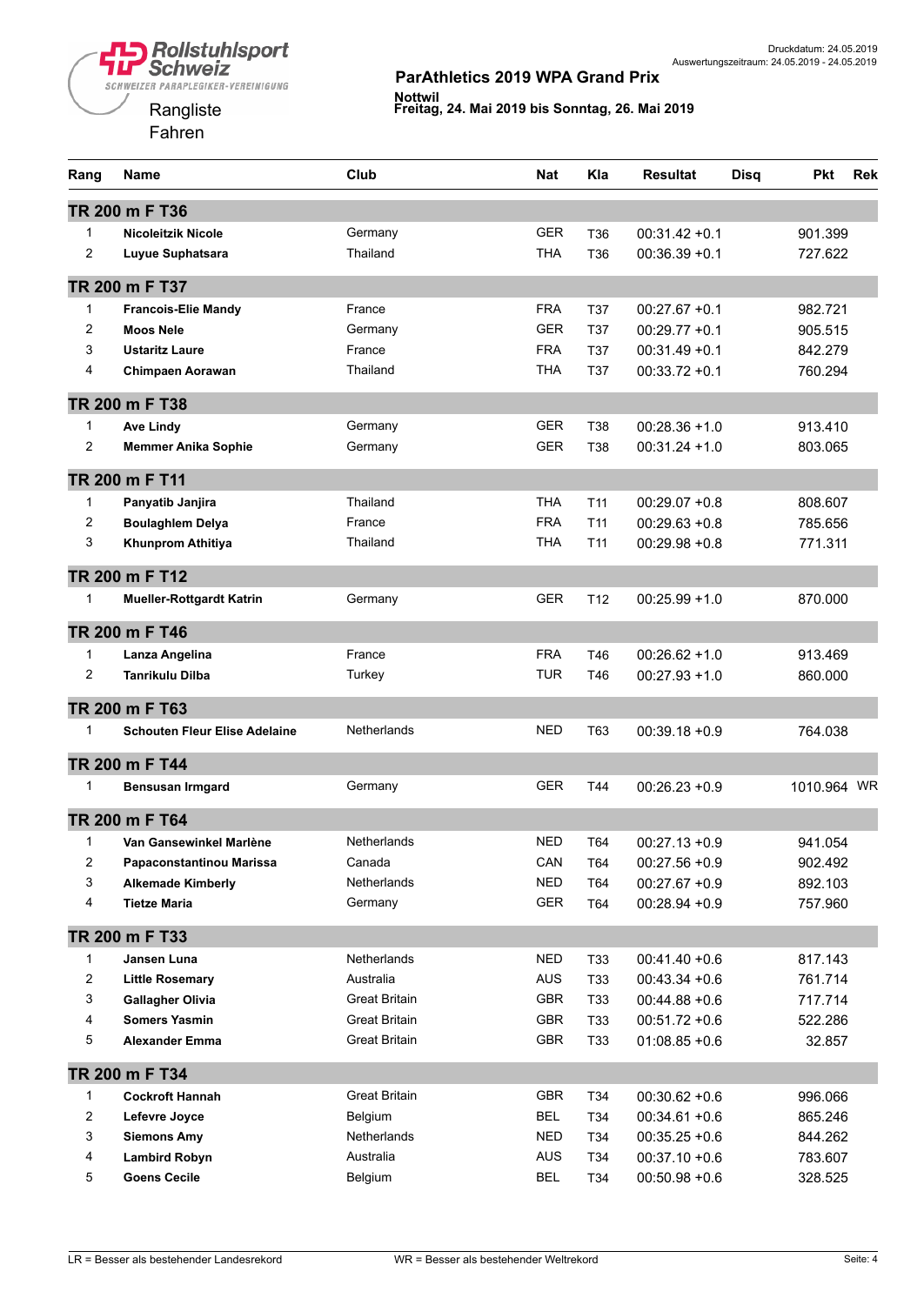Rollstuhlsport Schweiz
SCHWEIZER PARAPLEGIKER-VEREINIGUNG

Rangliste
Fahren

Druckdatum: 24.05.2019
Auswertungszeitraum: 24.05.2019 - 24.05.2019

## ParAthletics 2019 WPA Grand Prix

**Nottwil**
**Freitag, 24. Mai 2019 bis Sonntag, 26. Mai 2019**

| Rang | Name | Club | Nat | Kla | Resultat | Disq | Pkt | Rek |
|---|---|---|---|---|---|---|---|---|
| **TR 200 m F T36** | | | | | | | | |
| 1 | **Nicoleitzik Nicole** | Germany | GER | T36 | 00:31.42 +0.1 | | 901.399 | |
| 2 | **Luyue Suphatsara** | Thailand | THA | T36 | 00:36.39 +0.1 | | 727.622 | |
| **TR 200 m F T37** | | | | | | | | |
| 1 | **Francois-Elie Mandy** | France | FRA | T37 | 00:27.67 +0.1 | | 982.721 | |
| 2 | **Moos Nele** | Germany | GER | T37 | 00:29.77 +0.1 | | 905.515 | |
| 3 | **Ustaritz Laure** | France | FRA | T37 | 00:31.49 +0.1 | | 842.279 | |
| 4 | **Chimpaen Aorawan** | Thailand | THA | T37 | 00:33.72 +0.1 | | 760.294 | |
| **TR 200 m F T38** | | | | | | | | |
| 1 | **Ave Lindy** | Germany | GER | T38 | 00:28.36 +1.0 | | 913.410 | |
| 2 | **Memmer Anika Sophie** | Germany | GER | T38 | 00:31.24 +1.0 | | 803.065 | |
| **TR 200 m F T11** | | | | | | | | |
| 1 | **Panyatib Janjira** | Thailand | THA | T11 | 00:29.07 +0.8 | | 808.607 | |
| 2 | **Boulaghlem Delya** | France | FRA | T11 | 00:29.63 +0.8 | | 785.656 | |
| 3 | **Khunprom Athitiya** | Thailand | THA | T11 | 00:29.98 +0.8 | | 771.311 | |
| **TR 200 m F T12** | | | | | | | | |
| 1 | **Mueller-Rottgardt Katrin** | Germany | GER | T12 | 00:25.99 +1.0 | | 870.000 | |
| **TR 200 m F T46** | | | | | | | | |
| 1 | **Lanza Angelina** | France | FRA | T46 | 00:26.62 +1.0 | | 913.469 | |
| 2 | **Tanrikulu Dilba** | Turkey | TUR | T46 | 00:27.93 +1.0 | | 860.000 | |
| **TR 200 m F T63** | | | | | | | | |
| 1 | **Schouten Fleur Elise Adelaine** | Netherlands | NED | T63 | 00:39.18 +0.9 | | 764.038 | |
| **TR 200 m F T44** | | | | | | | | |
| 1 | **Bensusan Irmgard** | Germany | GER | T44 | 00:26.23 +0.9 | | 1010.964 | WR |
| **TR 200 m F T64** | | | | | | | | |
| 1 | **Van Gansewinkel Marlène** | Netherlands | NED | T64 | 00:27.13 +0.9 | | 941.054 | |
| 2 | **Papaconstantinou Marissa** | Canada | CAN | T64 | 00:27.56 +0.9 | | 902.492 | |
| 3 | **Alkemade Kimberly** | Netherlands | NED | T64 | 00:27.67 +0.9 | | 892.103 | |
| 4 | **Tietze Maria** | Germany | GER | T64 | 00:28.94 +0.9 | | 757.960 | |
| **TR 200 m F T33** | | | | | | | | |
| 1 | **Jansen Luna** | Netherlands | NED | T33 | 00:41.40 +0.6 | | 817.143 | |
| 2 | **Little Rosemary** | Australia | AUS | T33 | 00:43.34 +0.6 | | 761.714 | |
| 3 | **Gallagher Olivia** | Great Britain | GBR | T33 | 00:44.88 +0.6 | | 717.714 | |
| 4 | **Somers Yasmin** | Great Britain | GBR | T33 | 00:51.72 +0.6 | | 522.286 | |
| 5 | **Alexander Emma** | Great Britain | GBR | T33 | 01:08.85 +0.6 | | 32.857 | |
| **TR 200 m F T34** | | | | | | | | |
| 1 | **Cockroft Hannah** | Great Britain | GBR | T34 | 00:30.62 +0.6 | | 996.066 | |
| 2 | **Lefevre Joyce** | Belgium | BEL | T34 | 00:34.61 +0.6 | | 865.246 | |
| 3 | **Siemons Amy** | Netherlands | NED | T34 | 00:35.25 +0.6 | | 844.262 | |
| 4 | **Lambird Robyn** | Australia | AUS | T34 | 00:37.10 +0.6 | | 783.607 | |
| 5 | **Goens Cecile** | Belgium | BEL | T34 | 00:50.98 +0.6 | | 328.525 | |

LR = Besser als bestehender Landesrekord WR = Besser als bestehender Weltrekord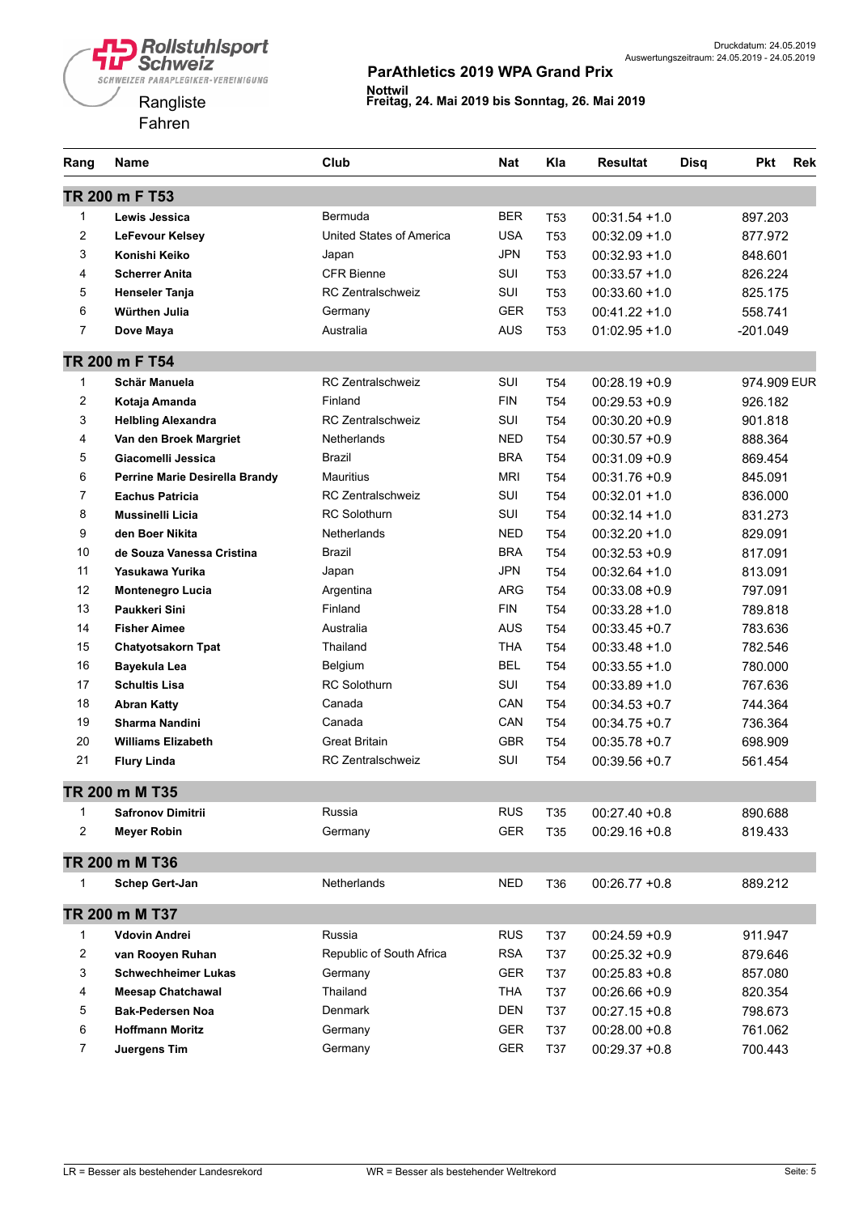Rollstuhlsport Schweiz
SCHWEIZER PARAPLEGIKER-VEREINIGUNG

Rangliste
Fahren

Druckdatum: 24.05.2019
Auswertungszeitraum: 24.05.2019 - 24.05.2019

**ParAthletics 2019 WPA Grand Prix**

**Nottwil**
**Freitag, 24. Mai 2019 bis Sonntag, 26. Mai 2019**

| Rang | Name | Club | Nat | Kla | Resultat | Disq | Pkt | Rek |
|---|---|---|---|---|---|---|---|---|
| **TR 200 m F T53** | | | | | | | | |
| 1 | **Lewis Jessica** | Bermuda | BER | T53 | 00:31.54 +1.0 | | 897.203 | |
| 2 | **LeFevour Kelsey** | United States of America | USA | T53 | 00:32.09 +1.0 | | 877.972 | |
| 3 | **Konishi Keiko** | Japan | JPN | T53 | 00:32.93 +1.0 | | 848.601 | |
| 4 | **Scherrer Anita** | CFR Bienne | SUI | T53 | 00:33.57 +1.0 | | 826.224 | |
| 5 | **Henseler Tanja** | RC Zentralschweiz | SUI | T53 | 00:33.60 +1.0 | | 825.175 | |
| 6 | **Würthen Julia** | Germany | GER | T53 | 00:41.22 +1.0 | | 558.741 | |
| 7 | **Dove Maya** | Australia | AUS | T53 | 01:02.95 +1.0 | | -201.049 | |
| **TR 200 m F T54** | | | | | | | | |
| 1 | **Schär Manuela** | RC Zentralschweiz | SUI | T54 | 00:28.19 +0.9 | | 974.909 | EUR |
| 2 | **Kotaja Amanda** | Finland | FIN | T54 | 00:29.53 +0.9 | | 926.182 | |
| 3 | **Helbling Alexandra** | RC Zentralschweiz | SUI | T54 | 00:30.20 +0.9 | | 901.818 | |
| 4 | **Van den Broek Margriet** | Netherlands | NED | T54 | 00:30.57 +0.9 | | 888.364 | |
| 5 | **Giacomelli Jessica** | Brazil | BRA | T54 | 00:31.09 +0.9 | | 869.454 | |
| 6 | **Perrine Marie Desirella Brandy** | Mauritius | MRI | T54 | 00:31.76 +0.9 | | 845.091 | |
| 7 | **Eachus Patricia** | RC Zentralschweiz | SUI | T54 | 00:32.01 +1.0 | | 836.000 | |
| 8 | **Mussinelli Licia** | RC Solothurn | SUI | T54 | 00:32.14 +1.0 | | 831.273 | |
| 9 | **den Boer Nikita** | Netherlands | NED | T54 | 00:32.20 +1.0 | | 829.091 | |
| 10 | **de Souza Vanessa Cristina** | Brazil | BRA | T54 | 00:32.53 +0.9 | | 817.091 | |
| 11 | **Yasukawa Yurika** | Japan | JPN | T54 | 00:32.64 +1.0 | | 813.091 | |
| 12 | **Montenegro Lucia** | Argentina | ARG | T54 | 00:33.08 +0.9 | | 797.091 | |
| 13 | **Paukkeri Sini** | Finland | FIN | T54 | 00:33.28 +1.0 | | 789.818 | |
| 14 | **Fisher Aimee** | Australia | AUS | T54 | 00:33.45 +0.7 | | 783.636 | |
| 15 | **Chatyotsakorn Tpat** | Thailand | THA | T54 | 00:33.48 +1.0 | | 782.546 | |
| 16 | **Bayekula Lea** | Belgium | BEL | T54 | 00:33.55 +1.0 | | 780.000 | |
| 17 | **Schultis Lisa** | RC Solothurn | SUI | T54 | 00:33.89 +1.0 | | 767.636 | |
| 18 | **Abran Katty** | Canada | CAN | T54 | 00:34.53 +0.7 | | 744.364 | |
| 19 | **Sharma Nandini** | Canada | CAN | T54 | 00:34.75 +0.7 | | 736.364 | |
| 20 | **Williams Elizabeth** | Great Britain | GBR | T54 | 00:35.78 +0.7 | | 698.909 | |
| 21 | **Flury Linda** | RC Zentralschweiz | SUI | T54 | 00:39.56 +0.7 | | 561.454 | |
| **TR 200 m M T35** | | | | | | | | |
| 1 | **Safronov Dimitrii** | Russia | RUS | T35 | 00:27.40 +0.8 | | 890.688 | |
| 2 | **Meyer Robin** | Germany | GER | T35 | 00:29.16 +0.8 | | 819.433 | |
| **TR 200 m M T36** | | | | | | | | |
| 1 | **Schep Gert-Jan** | Netherlands | NED | T36 | 00:26.77 +0.8 | | 889.212 | |
| **TR 200 m M T37** | | | | | | | | |
| 1 | **Vdovin Andrei** | Russia | RUS | T37 | 00:24.59 +0.9 | | 911.947 | |
| 2 | **van Rooyen Ruhan** | Republic of South Africa | RSA | T37 | 00:25.32 +0.9 | | 879.646 | |
| 3 | **Schwechheimer Lukas** | Germany | GER | T37 | 00:25.83 +0.8 | | 857.080 | |
| 4 | **Meesap Chatchawal** | Thailand | THA | T37 | 00:26.66 +0.9 | | 820.354 | |
| 5 | **Bak-Pedersen Noa** | Denmark | DEN | T37 | 00:27.15 +0.8 | | 798.673 | |
| 6 | **Hoffmann Moritz** | Germany | GER | T37 | 00:28.00 +0.8 | | 761.062 | |
| 7 | **Juergens Tim** | Germany | GER | T37 | 00:29.37 +0.8 | | 700.443 | |

LR = Besser als bestehender Landesrekord    WR = Besser als bestehender Weltrekord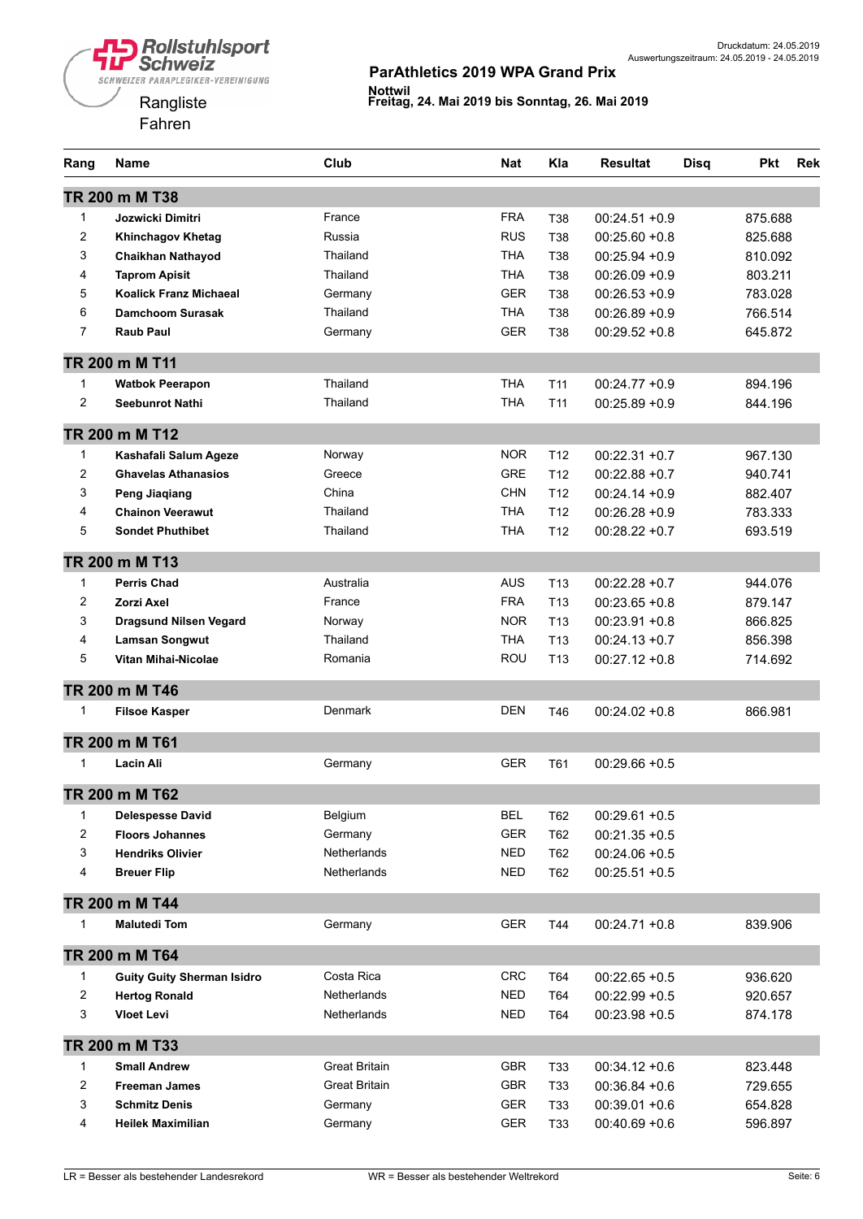Rollstuhlsport Schweiz
SCHWEIZER PARAPLEGIKER-VEREINIGUNG

Rangliste
Fahren

Druckdatum: 24.05.2019
Auswertungszeitraum: 24.05.2019 - 24.05.2019

**ParAthletics 2019 WPA Grand Prix**

**Nottwil**
**Freitag, 24. Mai 2019 bis Sonntag, 26. Mai 2019**

| Rang | Name | Club | Nat | Kla | Resultat | Disq | Pkt | Rek |
|---|---|---|---|---|---|---|---|---|
| **TR 200 m M T38** | | | | | | | | |
| 1 | **Jozwicki Dimitri** | France | FRA | T38 | 00:24.51 +0.9 | | 875.688 | |
| 2 | **Khinchagov Khetag** | Russia | RUS | T38 | 00:25.60 +0.8 | | 825.688 | |
| 3 | **Chaikhan Nathayod** | Thailand | THA | T38 | 00:25.94 +0.9 | | 810.092 | |
| 4 | **Taprom Apisit** | Thailand | THA | T38 | 00:26.09 +0.9 | | 803.211 | |
| 5 | **Koalick Franz Michaeal** | Germany | GER | T38 | 00:26.53 +0.9 | | 783.028 | |
| 6 | **Damchoom Surasak** | Thailand | THA | T38 | 00:26.89 +0.9 | | 766.514 | |
| 7 | **Raub Paul** | Germany | GER | T38 | 00:29.52 +0.8 | | 645.872 | |
| **TR 200 m M T11** | | | | | | | | |
| 1 | **Watbok Peerapon** | Thailand | THA | T11 | 00:24.77 +0.9 | | 894.196 | |
| 2 | **Seebunrot Nathi** | Thailand | THA | T11 | 00:25.89 +0.9 | | 844.196 | |
| **TR 200 m M T12** | | | | | | | | |
| 1 | **Kashafali Salum Ageze** | Norway | NOR | T12 | 00:22.31 +0.7 | | 967.130 | |
| 2 | **Ghavelas Athanasios** | Greece | GRE | T12 | 00:22.88 +0.7 | | 940.741 | |
| 3 | **Peng Jiaqiang** | China | CHN | T12 | 00:24.14 +0.9 | | 882.407 | |
| 4 | **Chainon Veerawut** | Thailand | THA | T12 | 00:26.28 +0.9 | | 783.333 | |
| 5 | **Sondet Phuthibet** | Thailand | THA | T12 | 00:28.22 +0.7 | | 693.519 | |
| **TR 200 m M T13** | | | | | | | | |
| 1 | **Perris Chad** | Australia | AUS | T13 | 00:22.28 +0.7 | | 944.076 | |
| 2 | **Zorzi Axel** | France | FRA | T13 | 00:23.65 +0.8 | | 879.147 | |
| 3 | **Dragsund Nilsen Vegard** | Norway | NOR | T13 | 00:23.91 +0.8 | | 866.825 | |
| 4 | **Lamsan Songwut** | Thailand | THA | T13 | 00:24.13 +0.7 | | 856.398 | |
| 5 | **Vitan Mihai-Nicolae** | Romania | ROU | T13 | 00:27.12 +0.8 | | 714.692 | |
| **TR 200 m M T46** | | | | | | | | |
| 1 | **Filsoe Kasper** | Denmark | DEN | T46 | 00:24.02 +0.8 | | 866.981 | |
| **TR 200 m M T61** | | | | | | | | |
| 1 | **Lacin Ali** | Germany | GER | T61 | 00:29.66 +0.5 | | | |
| **TR 200 m M T62** | | | | | | | | |
| 1 | **Delespesse David** | Belgium | BEL | T62 | 00:29.61 +0.5 | | | |
| 2 | **Floors Johannes** | Germany | GER | T62 | 00:21.35 +0.5 | | | |
| 3 | **Hendriks Olivier** | Netherlands | NED | T62 | 00:24.06 +0.5 | | | |
| 4 | **Breuer Flip** | Netherlands | NED | T62 | 00:25.51 +0.5 | | | |
| **TR 200 m M T44** | | | | | | | | |
| 1 | **Malutedi Tom** | Germany | GER | T44 | 00:24.71 +0.8 | | 839.906 | |
| **TR 200 m M T64** | | | | | | | | |
| 1 | **Guity Guity Sherman Isidro** | Costa Rica | CRC | T64 | 00:22.65 +0.5 | | 936.620 | |
| 2 | **Hertog Ronald** | Netherlands | NED | T64 | 00:22.99 +0.5 | | 920.657 | |
| 3 | **Vloet Levi** | Netherlands | NED | T64 | 00:23.98 +0.5 | | 874.178 | |
| **TR 200 m M T33** | | | | | | | | |
| 1 | **Small Andrew** | Great Britain | GBR | T33 | 00:34.12 +0.6 | | 823.448 | |
| 2 | **Freeman James** | Great Britain | GBR | T33 | 00:36.84 +0.6 | | 729.655 | |
| 3 | **Schmitz Denis** | Germany | GER | T33 | 00:39.01 +0.6 | | 654.828 | |
| 4 | **Heilek Maximilian** | Germany | GER | T33 | 00:40.69 +0.6 | | 596.897 | |

LR = Besser als bestehender Landesrekord    WR = Besser als bestehender Weltrekord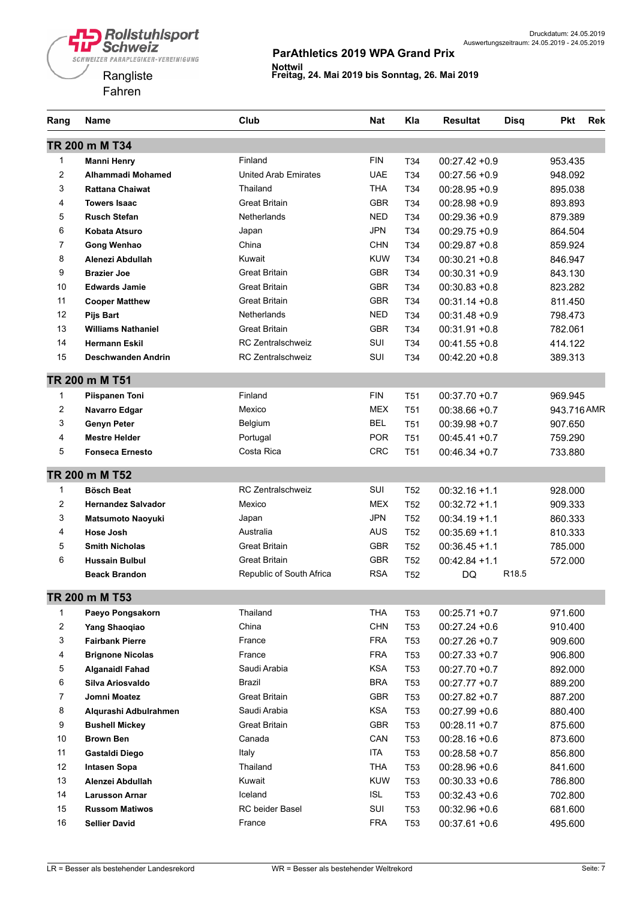Rollstuhlsport Schweiz
SCHWEIZER PARAPLEGIKER-VEREINIGUNG

Druckdatum: 24.05.2019
Auswertungszeitraum: 24.05.2019 - 24.05.2019

## ParAthletics 2019 WPA Grand Prix

**Nottwil**
**Freitag, 24. Mai 2019 bis Sonntag, 26. Mai 2019**

Rangliste
Fahren

| Rang | Name | Club | Nat | Kla | Resultat | Disq | Pkt | Rek |
|---|---|---|---|---|---|---|---|---|
| **TR 200 m M T34** | | | | | | | | |
| 1 | **Manni Henry** | Finland | FIN | T34 | 00:27.42 +0.9 | | 953.435 | |
| 2 | **Alhammadi Mohamed** | United Arab Emirates | UAE | T34 | 00:27.56 +0.9 | | 948.092 | |
| 3 | **Rattana Chaiwat** | Thailand | THA | T34 | 00:28.95 +0.9 | | 895.038 | |
| 4 | **Towers Isaac** | Great Britain | GBR | T34 | 00:28.98 +0.9 | | 893.893 | |
| 5 | **Rusch Stefan** | Netherlands | NED | T34 | 00:29.36 +0.9 | | 879.389 | |
| 6 | **Kobata Atsuro** | Japan | JPN | T34 | 00:29.75 +0.9 | | 864.504 | |
| 7 | **Gong Wenhao** | China | CHN | T34 | 00:29.87 +0.8 | | 859.924 | |
| 8 | **Alenezi Abdullah** | Kuwait | KUW | T34 | 00:30.21 +0.8 | | 846.947 | |
| 9 | **Brazier Joe** | Great Britain | GBR | T34 | 00:30.31 +0.9 | | 843.130 | |
| 10 | **Edwards Jamie** | Great Britain | GBR | T34 | 00:30.83 +0.8 | | 823.282 | |
| 11 | **Cooper Matthew** | Great Britain | GBR | T34 | 00:31.14 +0.8 | | 811.450 | |
| 12 | **Pijs Bart** | Netherlands | NED | T34 | 00:31.48 +0.9 | | 798.473 | |
| 13 | **Williams Nathaniel** | Great Britain | GBR | T34 | 00:31.91 +0.8 | | 782.061 | |
| 14 | **Hermann Eskil** | RC Zentralschweiz | SUI | T34 | 00:41.55 +0.8 | | 414.122 | |
| 15 | **Deschwanden Andrin** | RC Zentralschweiz | SUI | T34 | 00:42.20 +0.8 | | 389.313 | |
| **TR 200 m M T51** | | | | | | | | |
| 1 | **Piispanen Toni** | Finland | FIN | T51 | 00:37.70 +0.7 | | 969.945 | |
| 2 | **Navarro Edgar** | Mexico | MEX | T51 | 00:38.66 +0.7 | | 943.716 | AMR |
| 3 | **Genyn Peter** | Belgium | BEL | T51 | 00:39.98 +0.7 | | 907.650 | |
| 4 | **Mestre Helder** | Portugal | POR | T51 | 00:45.41 +0.7 | | 759.290 | |
| 5 | **Fonseca Ernesto** | Costa Rica | CRC | T51 | 00:46.34 +0.7 | | 733.880 | |
| **TR 200 m M T52** | | | | | | | | |
| 1 | **Bösch Beat** | RC Zentralschweiz | SUI | T52 | 00:32.16 +1.1 | | 928.000 | |
| 2 | **Hernandez Salvador** | Mexico | MEX | T52 | 00:32.72 +1.1 | | 909.333 | |
| 3 | **Matsumoto Naoyuki** | Japan | JPN | T52 | 00:34.19 +1.1 | | 860.333 | |
| 4 | **Hose Josh** | Australia | AUS | T52 | 00:35.69 +1.1 | | 810.333 | |
| 5 | **Smith Nicholas** | Great Britain | GBR | T52 | 00:36.45 +1.1 | | 785.000 | |
| 6 | **Hussain Bulbul** | Great Britain | GBR | T52 | 00:42.84 +1.1 | | 572.000 | |
| | **Beack Brandon** | Republic of South Africa | RSA | T52 | DQ | R18.5 | | |
| **TR 200 m M T53** | | | | | | | | |
| 1 | **Paeyo Pongsakorn** | Thailand | THA | T53 | 00:25.71 +0.7 | | 971.600 | |
| 2 | **Yang Shaoqiao** | China | CHN | T53 | 00:27.24 +0.6 | | 910.400 | |
| 3 | **Fairbank Pierre** | France | FRA | T53 | 00:27.26 +0.7 | | 909.600 | |
| 4 | **Brignone Nicolas** | France | FRA | T53 | 00:27.33 +0.7 | | 906.800 | |
| 5 | **Alganaidl Fahad** | Saudi Arabia | KSA | T53 | 00:27.70 +0.7 | | 892.000 | |
| 6 | **Silva Ariosvaldo** | Brazil | BRA | T53 | 00:27.77 +0.7 | | 889.200 | |
| 7 | **Jomni Moatez** | Great Britain | GBR | T53 | 00:27.82 +0.7 | | 887.200 | |
| 8 | **Alqurashi Adbulrahmen** | Saudi Arabia | KSA | T53 | 00:27.99 +0.6 | | 880.400 | |
| 9 | **Bushell Mickey** | Great Britain | GBR | T53 | 00:28.11 +0.7 | | 875.600 | |
| 10 | **Brown Ben** | Canada | CAN | T53 | 00:28.16 +0.6 | | 873.600 | |
| 11 | **Gastaldi Diego** | Italy | ITA | T53 | 00:28.58 +0.7 | | 856.800 | |
| 12 | **Intasen Sopa** | Thailand | THA | T53 | 00:28.96 +0.6 | | 841.600 | |
| 13 | **Alenzei Abdullah** | Kuwait | KUW | T53 | 00:30.33 +0.6 | | 786.800 | |
| 14 | **Larusson Arnar** | Iceland | ISL | T53 | 00:32.43 +0.6 | | 702.800 | |
| 15 | **Russom Matiwos** | RC beider Basel | SUI | T53 | 00:32.96 +0.6 | | 681.600 | |
| 16 | **Sellier David** | France | FRA | T53 | 00:37.61 +0.6 | | 495.600 | |

LR = Besser als bestehender Landesrekord     WR = Besser als bestehender Weltrekord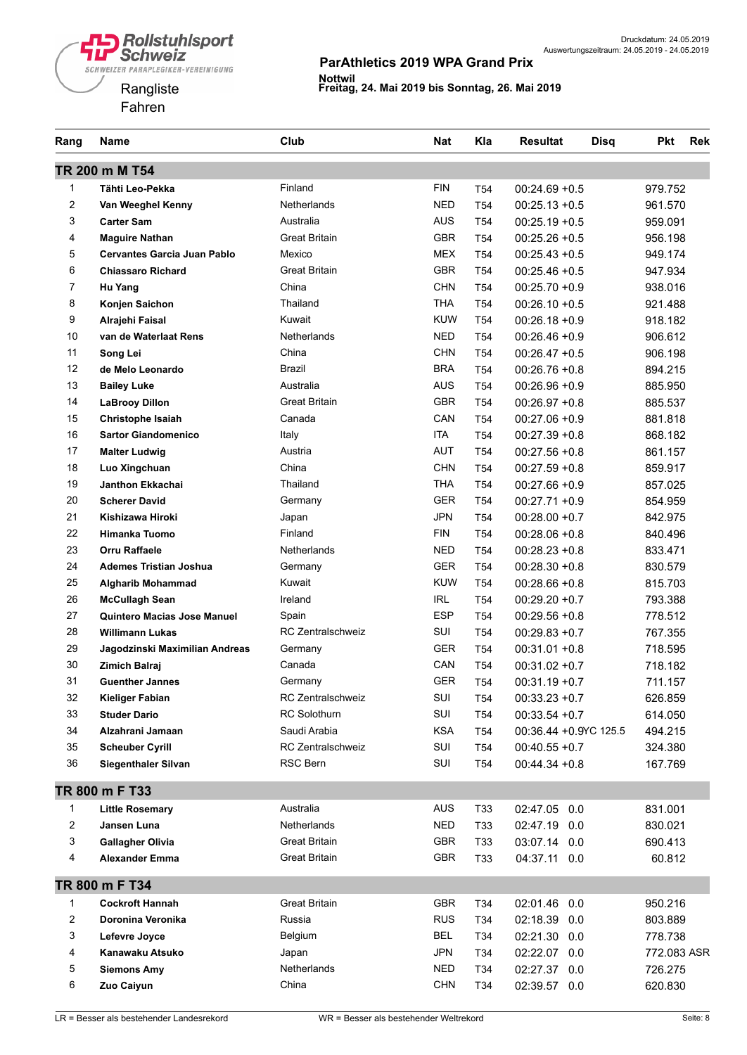Rollstuhlsport Schweiz
SCHWEIZER PARAPLEGIKER-VEREINIGUNG

Rangliste
Fahren

Druckdatum: 24.05.2019
Auswertungszeitraum: 24.05.2019 - 24.05.2019

## ParAthletics 2019 WPA Grand Prix

**Nottwil**
**Freitag, 24. Mai 2019 bis Sonntag, 26. Mai 2019**

| Rang | Name | Club | Nat | Kla | Resultat | Disq | Pkt | Rek |
|---|---|---|---|---|---|---|---|---|
| **TR 200 m M T54** | | | | | | | | |
| 1 | **Tähti Leo-Pekka** | Finland | FIN | T54 | 00:24.69 +0.5 | | 979.752 | |
| 2 | **Van Weeghel Kenny** | Netherlands | NED | T54 | 00:25.13 +0.5 | | 961.570 | |
| 3 | **Carter Sam** | Australia | AUS | T54 | 00:25.19 +0.5 | | 959.091 | |
| 4 | **Maguire Nathan** | Great Britain | GBR | T54 | 00:25.26 +0.5 | | 956.198 | |
| 5 | **Cervantes Garcia Juan Pablo** | Mexico | MEX | T54 | 00:25.43 +0.5 | | 949.174 | |
| 6 | **Chiassaro Richard** | Great Britain | GBR | T54 | 00:25.46 +0.5 | | 947.934 | |
| 7 | **Hu Yang** | China | CHN | T54 | 00:25.70 +0.9 | | 938.016 | |
| 8 | **Konjen Saichon** | Thailand | THA | T54 | 00:26.10 +0.5 | | 921.488 | |
| 9 | **Alrajehi Faisal** | Kuwait | KUW | T54 | 00:26.18 +0.9 | | 918.182 | |
| 10 | **van de Waterlaat Rens** | Netherlands | NED | T54 | 00:26.46 +0.9 | | 906.612 | |
| 11 | **Song Lei** | China | CHN | T54 | 00:26.47 +0.5 | | 906.198 | |
| 12 | **de Melo Leonardo** | Brazil | BRA | T54 | 00:26.76 +0.8 | | 894.215 | |
| 13 | **Bailey Luke** | Australia | AUS | T54 | 00:26.96 +0.9 | | 885.950 | |
| 14 | **LaBrooy Dillon** | Great Britain | GBR | T54 | 00:26.97 +0.8 | | 885.537 | |
| 15 | **Christophe Isaiah** | Canada | CAN | T54 | 00:27.06 +0.9 | | 881.818 | |
| 16 | **Sartor Giandomenico** | Italy | ITA | T54 | 00:27.39 +0.8 | | 868.182 | |
| 17 | **Malter Ludwig** | Austria | AUT | T54 | 00:27.56 +0.8 | | 861.157 | |
| 18 | **Luo Xingchuan** | China | CHN | T54 | 00:27.59 +0.8 | | 859.917 | |
| 19 | **Janthon Ekkachai** | Thailand | THA | T54 | 00:27.66 +0.9 | | 857.025 | |
| 20 | **Scherer David** | Germany | GER | T54 | 00:27.71 +0.9 | | 854.959 | |
| 21 | **Kishizawa Hiroki** | Japan | JPN | T54 | 00:28.00 +0.7 | | 842.975 | |
| 22 | **Himanka Tuomo** | Finland | FIN | T54 | 00:28.06 +0.8 | | 840.496 | |
| 23 | **Orru Raffaele** | Netherlands | NED | T54 | 00:28.23 +0.8 | | 833.471 | |
| 24 | **Ademes Tristian Joshua** | Germany | GER | T54 | 00:28.30 +0.8 | | 830.579 | |
| 25 | **Algharib Mohammad** | Kuwait | KUW | T54 | 00:28.66 +0.8 | | 815.703 | |
| 26 | **McCullagh Sean** | Ireland | IRL | T54 | 00:29.20 +0.7 | | 793.388 | |
| 27 | **Quintero Macias Jose Manuel** | Spain | ESP | T54 | 00:29.56 +0.8 | | 778.512 | |
| 28 | **Willimann Lukas** | RC Zentralschweiz | SUI | T54 | 00:29.83 +0.7 | | 767.355 | |
| 29 | **Jagodzinski Maximilian Andreas** | Germany | GER | T54 | 00:31.01 +0.8 | | 718.595 | |
| 30 | **Zimich Balraj** | Canada | CAN | T54 | 00:31.02 +0.7 | | 718.182 | |
| 31 | **Guenther Jannes** | Germany | GER | T54 | 00:31.19 +0.7 | | 711.157 | |
| 32 | **Kieliger Fabian** | RC Zentralschweiz | SUI | T54 | 00:33.23 +0.7 | | 626.859 | |
| 33 | **Studer Dario** | RC Solothurn | SUI | T54 | 00:33.54 +0.7 | | 614.050 | |
| 34 | **Alzahrani Jamaan** | Saudi Arabia | KSA | T54 | 00:36.44 +0.9 | YC 125.5 | 494.215 | |
| 35 | **Scheuber Cyrill** | RC Zentralschweiz | SUI | T54 | 00:40.55 +0.7 | | 324.380 | |
| 36 | **Siegenthaler Silvan** | RSC Bern | SUI | T54 | 00:44.34 +0.8 | | 167.769 | |
| **TR 800 m F T33** | | | | | | | | |
| 1 | **Little Rosemary** | Australia | AUS | T33 | 02:47.05 0.0 | | 831.001 | |
| 2 | **Jansen Luna** | Netherlands | NED | T33 | 02:47.19 0.0 | | 830.021 | |
| 3 | **Gallagher Olivia** | Great Britain | GBR | T33 | 03:07.14 0.0 | | 690.413 | |
| 4 | **Alexander Emma** | Great Britain | GBR | T33 | 04:37.11 0.0 | | 60.812 | |
| **TR 800 m F T34** | | | | | | | | |
| 1 | **Cockroft Hannah** | Great Britain | GBR | T34 | 02:01.46 0.0 | | 950.216 | |
| 2 | **Doronina Veronika** | Russia | RUS | T34 | 02:18.39 0.0 | | 803.889 | |
| 3 | **Lefevre Joyce** | Belgium | BEL | T34 | 02:21.30 0.0 | | 778.738 | |
| 4 | **Kanawaku Atsuko** | Japan | JPN | T34 | 02:22.07 0.0 | | 772.083 | ASR |
| 5 | **Siemons Amy** | Netherlands | NED | T34 | 02:27.37 0.0 | | 726.275 | |
| 6 | **Zuo Caiyun** | China | CHN | T34 | 02:39.57 0.0 | | 620.830 | |

LR = Besser als bestehender Landesrekord    WR = Besser als bestehender Weltrekord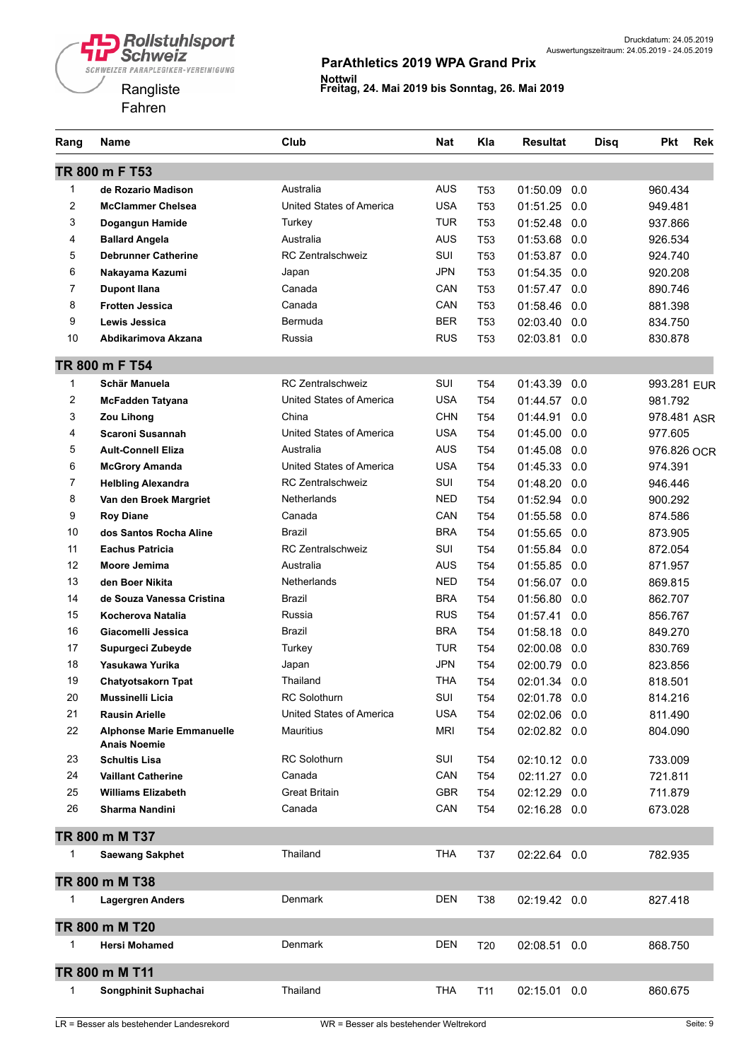Rollstuhlsport Schweiz
SCHWEIZER PARAPLEGIKER-VEREINIGUNG

Rangliste
Fahren

Druckdatum: 24.05.2019
Auswertungszeitraum: 24.05.2019 - 24.05.2019

## ParAthletics 2019 WPA Grand Prix

**Nottwil**
**Freitag, 24. Mai 2019 bis Sonntag, 26. Mai 2019**

| Rang | Name | Club | Nat | Kla | Resultat | | Disq | Pkt | Rek |
|---|---|---|---|---|---|---|---|---|---|
| **TR 800 m F T53** | | | | | | | | | |
| 1 | **de Rozario Madison** | Australia | AUS | T53 | 01:50.09 | 0.0 | | 960.434 | |
| 2 | **McClammer Chelsea** | United States of America | USA | T53 | 01:51.25 | 0.0 | | 949.481 | |
| 3 | **Dogangun Hamide** | Turkey | TUR | T53 | 01:52.48 | 0.0 | | 937.866 | |
| 4 | **Ballard Angela** | Australia | AUS | T53 | 01:53.68 | 0.0 | | 926.534 | |
| 5 | **Debrunner Catherine** | RC Zentralschweiz | SUI | T53 | 01:53.87 | 0.0 | | 924.740 | |
| 6 | **Nakayama Kazumi** | Japan | JPN | T53 | 01:54.35 | 0.0 | | 920.208 | |
| 7 | **Dupont Ilana** | Canada | CAN | T53 | 01:57.47 | 0.0 | | 890.746 | |
| 8 | **Frotten Jessica** | Canada | CAN | T53 | 01:58.46 | 0.0 | | 881.398 | |
| 9 | **Lewis Jessica** | Bermuda | BER | T53 | 02:03.40 | 0.0 | | 834.750 | |
| 10 | **Abdikarimova Akzana** | Russia | RUS | T53 | 02:03.81 | 0.0 | | 830.878 | |
| **TR 800 m F T54** | | | | | | | | | |
| 1 | **Schär Manuela** | RC Zentralschweiz | SUI | T54 | 01:43.39 | 0.0 | | 993.281 | EUR |
| 2 | **McFadden Tatyana** | United States of America | USA | T54 | 01:44.57 | 0.0 | | 981.792 | |
| 3 | **Zou Lihong** | China | CHN | T54 | 01:44.91 | 0.0 | | 978.481 | ASR |
| 4 | **Scaroni Susannah** | United States of America | USA | T54 | 01:45.00 | 0.0 | | 977.605 | |
| 5 | **Ault-Connell Eliza** | Australia | AUS | T54 | 01:45.08 | 0.0 | | 976.826 | OCR |
| 6 | **McGrory Amanda** | United States of America | USA | T54 | 01:45.33 | 0.0 | | 974.391 | |
| 7 | **Helbling Alexandra** | RC Zentralschweiz | SUI | T54 | 01:48.20 | 0.0 | | 946.446 | |
| 8 | **Van den Broek Margriet** | Netherlands | NED | T54 | 01:52.94 | 0.0 | | 900.292 | |
| 9 | **Roy Diane** | Canada | CAN | T54 | 01:55.58 | 0.0 | | 874.586 | |
| 10 | **dos Santos Rocha Aline** | Brazil | BRA | T54 | 01:55.65 | 0.0 | | 873.905 | |
| 11 | **Eachus Patricia** | RC Zentralschweiz | SUI | T54 | 01:55.84 | 0.0 | | 872.054 | |
| 12 | **Moore Jemima** | Australia | AUS | T54 | 01:55.85 | 0.0 | | 871.957 | |
| 13 | **den Boer Nikita** | Netherlands | NED | T54 | 01:56.07 | 0.0 | | 869.815 | |
| 14 | **de Souza Vanessa Cristina** | Brazil | BRA | T54 | 01:56.80 | 0.0 | | 862.707 | |
| 15 | **Kocherova Natalia** | Russia | RUS | T54 | 01:57.41 | 0.0 | | 856.767 | |
| 16 | **Giacomelli Jessica** | Brazil | BRA | T54 | 01:58.18 | 0.0 | | 849.270 | |
| 17 | **Supurgeci Zubeyde** | Turkey | TUR | T54 | 02:00.08 | 0.0 | | 830.769 | |
| 18 | **Yasukawa Yurika** | Japan | JPN | T54 | 02:00.79 | 0.0 | | 823.856 | |
| 19 | **Chatyotsakorn Tpat** | Thailand | THA | T54 | 02:01.34 | 0.0 | | 818.501 | |
| 20 | **Mussinelli Licia** | RC Solothurn | SUI | T54 | 02:01.78 | 0.0 | | 814.216 | |
| 21 | **Rausin Arielle** | United States of America | USA | T54 | 02:02.06 | 0.0 | | 811.490 | |
| 22 | **Alphonse Marie Emmanuelle Anais Noemie** | Mauritius | MRI | T54 | 02:02.82 | 0.0 | | 804.090 | |
| 23 | **Schultis Lisa** | RC Solothurn | SUI | T54 | 02:10.12 | 0.0 | | 733.009 | |
| 24 | **Vaillant Catherine** | Canada | CAN | T54 | 02:11.27 | 0.0 | | 721.811 | |
| 25 | **Williams Elizabeth** | Great Britain | GBR | T54 | 02:12.29 | 0.0 | | 711.879 | |
| 26 | **Sharma Nandini** | Canada | CAN | T54 | 02:16.28 | 0.0 | | 673.028 | |
| **TR 800 m M T37** | | | | | | | | | |
| 1 | **Saewang Sakphet** | Thailand | THA | T37 | 02:22.64 | 0.0 | | 782.935 | |
| **TR 800 m M T38** | | | | | | | | | |
| 1 | **Lagergren Anders** | Denmark | DEN | T38 | 02:19.42 | 0.0 | | 827.418 | |
| **TR 800 m M T20** | | | | | | | | | |
| 1 | **Hersi Mohamed** | Denmark | DEN | T20 | 02:08.51 | 0.0 | | 868.750 | |
| **TR 800 m M T11** | | | | | | | | | |
| 1 | **Songphinit Suphachai** | Thailand | THA | T11 | 02:15.01 | 0.0 | | 860.675 | |

LR = Besser als bestehender Landesrekord    WR = Besser als bestehender Weltrekord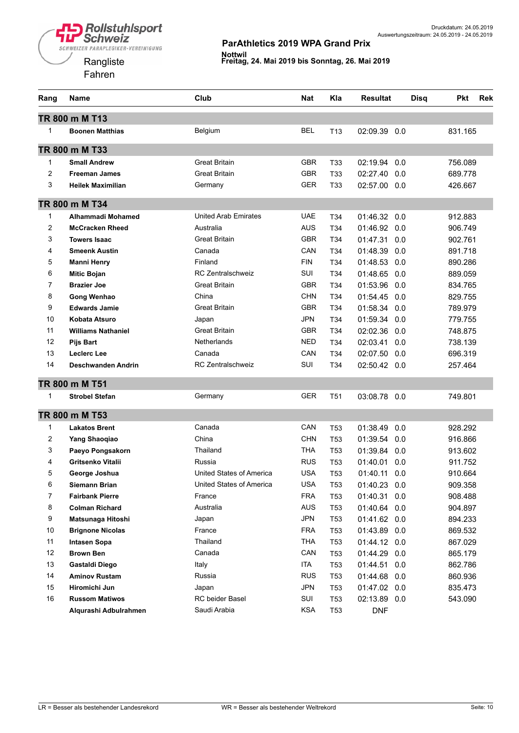Rollstuhlsport Schweiz
SCHWEIZER PARAPLEGIKER-VEREINIGUNG

Rangliste
Fahren

Druckdatum: 24.05.2019
Auswertungszeitraum: 24.05.2019 - 24.05.2019

## ParAthletics 2019 WPA Grand Prix

**Nottwil**
**Freitag, 24. Mai 2019 bis Sonntag, 26. Mai 2019**

| Rang | Name | Club | Nat | Kla | Resultat | | Disq | Pkt | Rek |
|---|---|---|---|---|---|---|---|---|---|
| **TR 800 m M T13** | | | | | | | | | |
| 1 | **Boonen Matthias** | Belgium | BEL | T13 | 02:09.39 | 0.0 | | 831.165 | |
| **TR 800 m M T33** | | | | | | | | | |
| 1 | **Small Andrew** | Great Britain | GBR | T33 | 02:19.94 | 0.0 | | 756.089 | |
| 2 | **Freeman James** | Great Britain | GBR | T33 | 02:27.40 | 0.0 | | 689.778 | |
| 3 | **Heilek Maximilian** | Germany | GER | T33 | 02:57.00 | 0.0 | | 426.667 | |
| **TR 800 m M T34** | | | | | | | | | |
| 1 | **Alhammadi Mohamed** | United Arab Emirates | UAE | T34 | 01:46.32 | 0.0 | | 912.883 | |
| 2 | **McCracken Rheed** | Australia | AUS | T34 | 01:46.92 | 0.0 | | 906.749 | |
| 3 | **Towers Isaac** | Great Britain | GBR | T34 | 01:47.31 | 0.0 | | 902.761 | |
| 4 | **Smeenk Austin** | Canada | CAN | T34 | 01:48.39 | 0.0 | | 891.718 | |
| 5 | **Manni Henry** | Finland | FIN | T34 | 01:48.53 | 0.0 | | 890.286 | |
| 6 | **Mitic Bojan** | RC Zentralschweiz | SUI | T34 | 01:48.65 | 0.0 | | 889.059 | |
| 7 | **Brazier Joe** | Great Britain | GBR | T34 | 01:53.96 | 0.0 | | 834.765 | |
| 8 | **Gong Wenhao** | China | CHN | T34 | 01:54.45 | 0.0 | | 829.755 | |
| 9 | **Edwards Jamie** | Great Britain | GBR | T34 | 01:58.34 | 0.0 | | 789.979 | |
| 10 | **Kobata Atsuro** | Japan | JPN | T34 | 01:59.34 | 0.0 | | 779.755 | |
| 11 | **Williams Nathaniel** | Great Britain | GBR | T34 | 02:02.36 | 0.0 | | 748.875 | |
| 12 | **Pijs Bart** | Netherlands | NED | T34 | 02:03.41 | 0.0 | | 738.139 | |
| 13 | **Leclerc Lee** | Canada | CAN | T34 | 02:07.50 | 0.0 | | 696.319 | |
| 14 | **Deschwanden Andrin** | RC Zentralschweiz | SUI | T34 | 02:50.42 | 0.0 | | 257.464 | |
| **TR 800 m M T51** | | | | | | | | | |
| 1 | **Strobel Stefan** | Germany | GER | T51 | 03:08.78 | 0.0 | | 749.801 | |
| **TR 800 m M T53** | | | | | | | | | |
| 1 | **Lakatos Brent** | Canada | CAN | T53 | 01:38.49 | 0.0 | | 928.292 | |
| 2 | **Yang Shaoqiao** | China | CHN | T53 | 01:39.54 | 0.0 | | 916.866 | |
| 3 | **Paeyo Pongsakorn** | Thailand | THA | T53 | 01:39.84 | 0.0 | | 913.602 | |
| 4 | **Gritsenko Vitalii** | Russia | RUS | T53 | 01:40.01 | 0.0 | | 911.752 | |
| 5 | **George Joshua** | United States of America | USA | T53 | 01:40.11 | 0.0 | | 910.664 | |
| 6 | **Siemann Brian** | United States of America | USA | T53 | 01:40.23 | 0.0 | | 909.358 | |
| 7 | **Fairbank Pierre** | France | FRA | T53 | 01:40.31 | 0.0 | | 908.488 | |
| 8 | **Colman Richard** | Australia | AUS | T53 | 01:40.64 | 0.0 | | 904.897 | |
| 9 | **Matsunaga Hitoshi** | Japan | JPN | T53 | 01:41.62 | 0.0 | | 894.233 | |
| 10 | **Brignone Nicolas** | France | FRA | T53 | 01:43.89 | 0.0 | | 869.532 | |
| 11 | **Intasen Sopa** | Thailand | THA | T53 | 01:44.12 | 0.0 | | 867.029 | |
| 12 | **Brown Ben** | Canada | CAN | T53 | 01:44.29 | 0.0 | | 865.179 | |
| 13 | **Gastaldi Diego** | Italy | ITA | T53 | 01:44.51 | 0.0 | | 862.786 | |
| 14 | **Aminov Rustam** | Russia | RUS | T53 | 01:44.68 | 0.0 | | 860.936 | |
| 15 | **Hiromichi Jun** | Japan | JPN | T53 | 01:47.02 | 0.0 | | 835.473 | |
| 16 | **Russom Matiwos** | RC beider Basel | SUI | T53 | 02:13.89 | 0.0 | | 543.090 | |
| | **Alqurashi Adbulrahmen** | Saudi Arabia | KSA | T53 | DNF | | | | |

LR = Besser als bestehender Landesrekord    WR = Besser als bestehender Weltrekord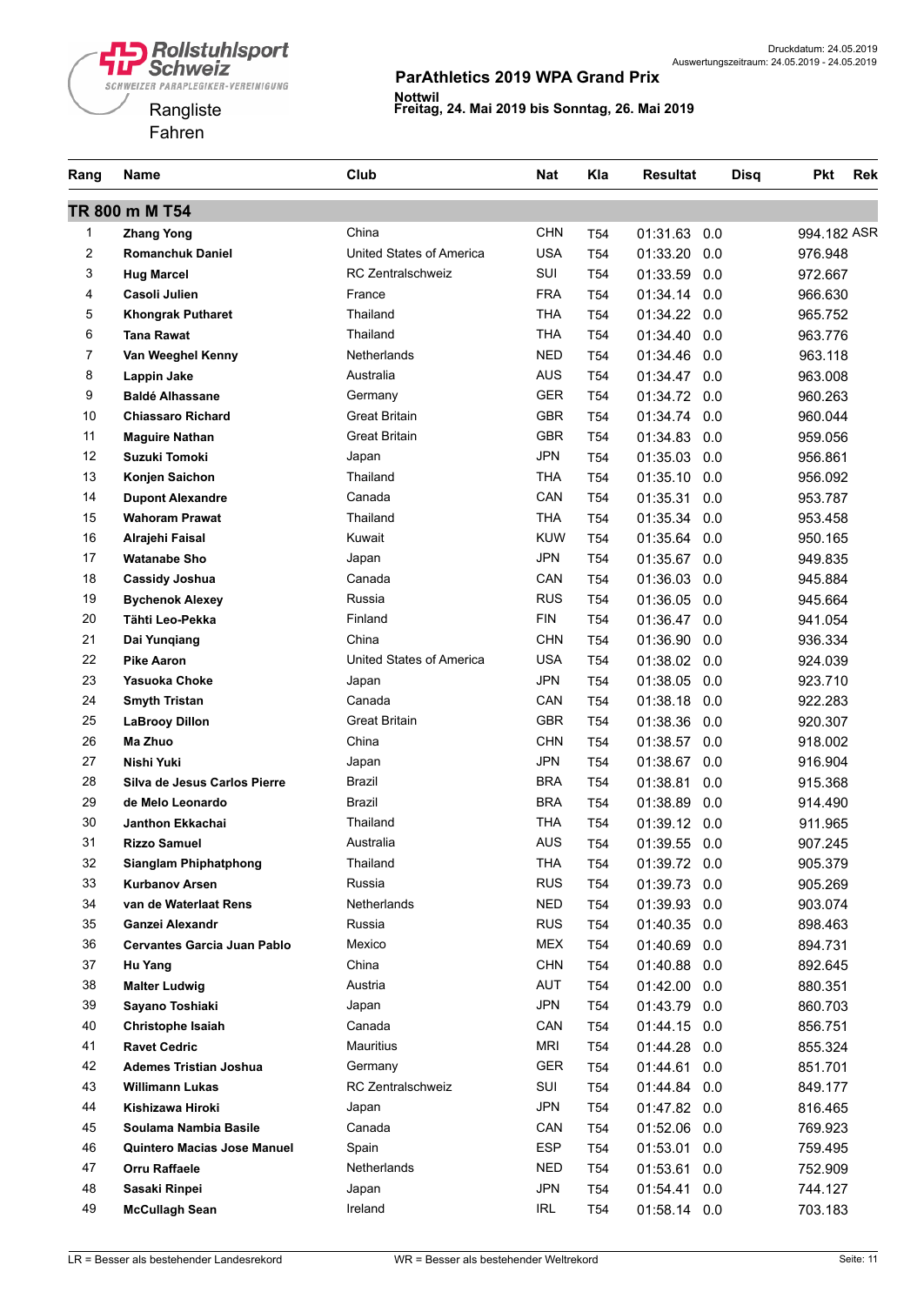Rollstuhlsport Schweiz
SCHWEIZER PARAPLEGIKER-VEREINIGUNG

Rangliste
Fahren

Druckdatum: 24.05.2019
Auswertungszeitraum: 24.05.2019 - 24.05.2019

**ParAthletics 2019 WPA Grand Prix**

**Nottwil**
**Freitag, 24. Mai 2019 bis Sonntag, 26. Mai 2019**

| Rang | Name | Club | Nat | Kla | Resultat | | Disq | Pkt | Rek |
|---|---|---|---|---|---|---|---|---|---|
| **TR 800 m M T54** | | | | | | | | | |
| 1 | **Zhang Yong** | China | CHN | T54 | 01:31.63 | 0.0 | | 994.182 | ASR |
| 2 | **Romanchuk Daniel** | United States of America | USA | T54 | 01:33.20 | 0.0 | | 976.948 | |
| 3 | **Hug Marcel** | RC Zentralschweiz | SUI | T54 | 01:33.59 | 0.0 | | 972.667 | |
| 4 | **Casoli Julien** | France | FRA | T54 | 01:34.14 | 0.0 | | 966.630 | |
| 5 | **Khongrak Putharet** | Thailand | THA | T54 | 01:34.22 | 0.0 | | 965.752 | |
| 6 | **Tana Rawat** | Thailand | THA | T54 | 01:34.40 | 0.0 | | 963.776 | |
| 7 | **Van Weeghel Kenny** | Netherlands | NED | T54 | 01:34.46 | 0.0 | | 963.118 | |
| 8 | **Lappin Jake** | Australia | AUS | T54 | 01:34.47 | 0.0 | | 963.008 | |
| 9 | **Baldé Alhassane** | Germany | GER | T54 | 01:34.72 | 0.0 | | 960.263 | |
| 10 | **Chiassaro Richard** | Great Britain | GBR | T54 | 01:34.74 | 0.0 | | 960.044 | |
| 11 | **Maguire Nathan** | Great Britain | GBR | T54 | 01:34.83 | 0.0 | | 959.056 | |
| 12 | **Suzuki Tomoki** | Japan | JPN | T54 | 01:35.03 | 0.0 | | 956.861 | |
| 13 | **Konjen Saichon** | Thailand | THA | T54 | 01:35.10 | 0.0 | | 956.092 | |
| 14 | **Dupont Alexandre** | Canada | CAN | T54 | 01:35.31 | 0.0 | | 953.787 | |
| 15 | **Wahoram Prawat** | Thailand | THA | T54 | 01:35.34 | 0.0 | | 953.458 | |
| 16 | **Alrajehi Faisal** | Kuwait | KUW | T54 | 01:35.64 | 0.0 | | 950.165 | |
| 17 | **Watanabe Sho** | Japan | JPN | T54 | 01:35.67 | 0.0 | | 949.835 | |
| 18 | **Cassidy Joshua** | Canada | CAN | T54 | 01:36.03 | 0.0 | | 945.884 | |
| 19 | **Bychenok Alexey** | Russia | RUS | T54 | 01:36.05 | 0.0 | | 945.664 | |
| 20 | **Tähti Leo-Pekka** | Finland | FIN | T54 | 01:36.47 | 0.0 | | 941.054 | |
| 21 | **Dai Yunqiang** | China | CHN | T54 | 01:36.90 | 0.0 | | 936.334 | |
| 22 | **Pike Aaron** | United States of America | USA | T54 | 01:38.02 | 0.0 | | 924.039 | |
| 23 | **Yasuoka Choke** | Japan | JPN | T54 | 01:38.05 | 0.0 | | 923.710 | |
| 24 | **Smyth Tristan** | Canada | CAN | T54 | 01:38.18 | 0.0 | | 922.283 | |
| 25 | **LaBrooy Dillon** | Great Britain | GBR | T54 | 01:38.36 | 0.0 | | 920.307 | |
| 26 | **Ma Zhuo** | China | CHN | T54 | 01:38.57 | 0.0 | | 918.002 | |
| 27 | **Nishi Yuki** | Japan | JPN | T54 | 01:38.67 | 0.0 | | 916.904 | |
| 28 | **Silva de Jesus Carlos Pierre** | Brazil | BRA | T54 | 01:38.81 | 0.0 | | 915.368 | |
| 29 | **de Melo Leonardo** | Brazil | BRA | T54 | 01:38.89 | 0.0 | | 914.490 | |
| 30 | **Janthon Ekkachai** | Thailand | THA | T54 | 01:39.12 | 0.0 | | 911.965 | |
| 31 | **Rizzo Samuel** | Australia | AUS | T54 | 01:39.55 | 0.0 | | 907.245 | |
| 32 | **Sianglam Phiphatphong** | Thailand | THA | T54 | 01:39.72 | 0.0 | | 905.379 | |
| 33 | **Kurbanov Arsen** | Russia | RUS | T54 | 01:39.73 | 0.0 | | 905.269 | |
| 34 | **van de Waterlaat Rens** | Netherlands | NED | T54 | 01:39.93 | 0.0 | | 903.074 | |
| 35 | **Ganzei Alexandr** | Russia | RUS | T54 | 01:40.35 | 0.0 | | 898.463 | |
| 36 | **Cervantes Garcia Juan Pablo** | Mexico | MEX | T54 | 01:40.69 | 0.0 | | 894.731 | |
| 37 | **Hu Yang** | China | CHN | T54 | 01:40.88 | 0.0 | | 892.645 | |
| 38 | **Malter Ludwig** | Austria | AUT | T54 | 01:42.00 | 0.0 | | 880.351 | |
| 39 | **Sayano Toshiaki** | Japan | JPN | T54 | 01:43.79 | 0.0 | | 860.703 | |
| 40 | **Christophe Isaiah** | Canada | CAN | T54 | 01:44.15 | 0.0 | | 856.751 | |
| 41 | **Ravet Cedric** | Mauritius | MRI | T54 | 01:44.28 | 0.0 | | 855.324 | |
| 42 | **Ademes Tristian Joshua** | Germany | GER | T54 | 01:44.61 | 0.0 | | 851.701 | |
| 43 | **Willimann Lukas** | RC Zentralschweiz | SUI | T54 | 01:44.84 | 0.0 | | 849.177 | |
| 44 | **Kishizawa Hiroki** | Japan | JPN | T54 | 01:47.82 | 0.0 | | 816.465 | |
| 45 | **Soulama Nambia Basile** | Canada | CAN | T54 | 01:52.06 | 0.0 | | 769.923 | |
| 46 | **Quintero Macias Jose Manuel** | Spain | ESP | T54 | 01:53.01 | 0.0 | | 759.495 | |
| 47 | **Orru Raffaele** | Netherlands | NED | T54 | 01:53.61 | 0.0 | | 752.909 | |
| 48 | **Sasaki Rinpei** | Japan | JPN | T54 | 01:54.41 | 0.0 | | 744.127 | |
| 49 | **McCullagh Sean** | Ireland | IRL | T54 | 01:58.14 | 0.0 | | 703.183 | |

LR = Besser als bestehender Landesrekord    WR = Besser als bestehender Weltrekord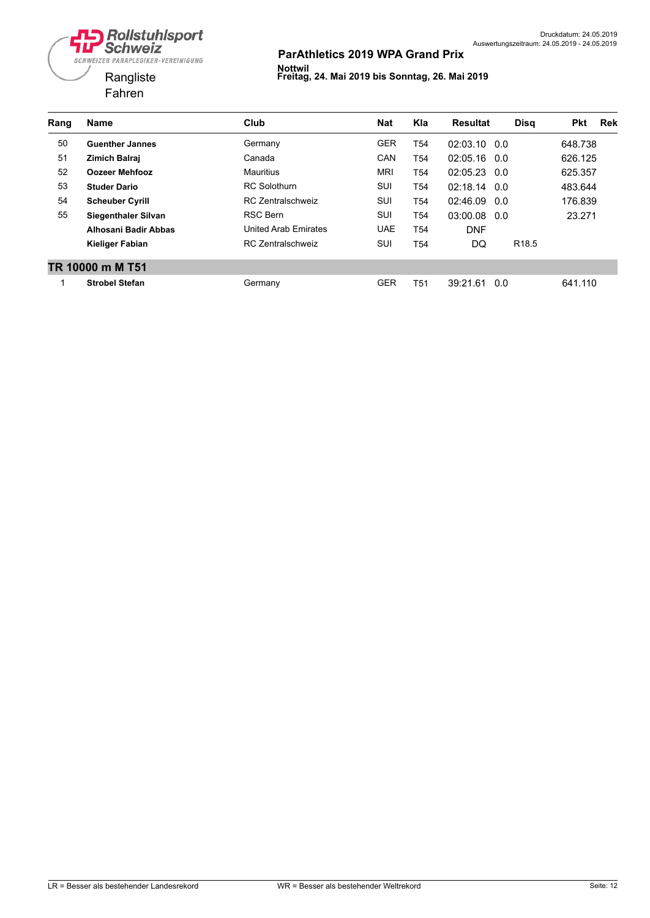**Rollstuhlsport Schweiz**
SCHWEIZER PARAPLEGIKER-VEREINIGUNG

Rangliste
Fahren

**ParAthletics 2019 WPA Grand Prix**

**Nottwil**
**Freitag, 24. Mai 2019 bis Sonntag, 26. Mai 2019**

Druckdatum: 24.05.2019
Auswertungszeitraum: 24.05.2019 - 24.05.2019

| Rang | Name | Club | Nat | Kla | Resultat | | Disq | Pkt | Rek |
|---|---|---|---|---|---|---|---|---|---|
| 50 | **Guenther Jannes** | Germany | GER | T54 | 02:03.10 | 0.0 | | 648.738 | |
| 51 | **Zimich Balraj** | Canada | CAN | T54 | 02:05.16 | 0.0 | | 626.125 | |
| 52 | **Oozeer Mehfooz** | Mauritius | MRI | T54 | 02:05.23 | 0.0 | | 625.357 | |
| 53 | **Studer Dario** | RC Solothurn | SUI | T54 | 02:18.14 | 0.0 | | 483.644 | |
| 54 | **Scheuber Cyrill** | RC Zentralschweiz | SUI | T54 | 02:46.09 | 0.0 | | 176.839 | |
| 55 | **Siegenthaler Silvan** | RSC Bern | SUI | T54 | 03:00.08 | 0.0 | | 23.271 | |
| | **Alhosani Badir Abbas** | United Arab Emirates | UAE | T54 | DNF | | | | |
| | **Kieliger Fabian** | RC Zentralschweiz | SUI | T54 | DQ | | R18.5 | | |
| **TR 10000 m M T51** | | | | | | | | | |
| 1 | **Strobel Stefan** | Germany | GER | T51 | 39:21.61 | 0.0 | | 641.110 | |

LR = Besser als bestehender Landesrekord　　WR = Besser als bestehender Weltrekord